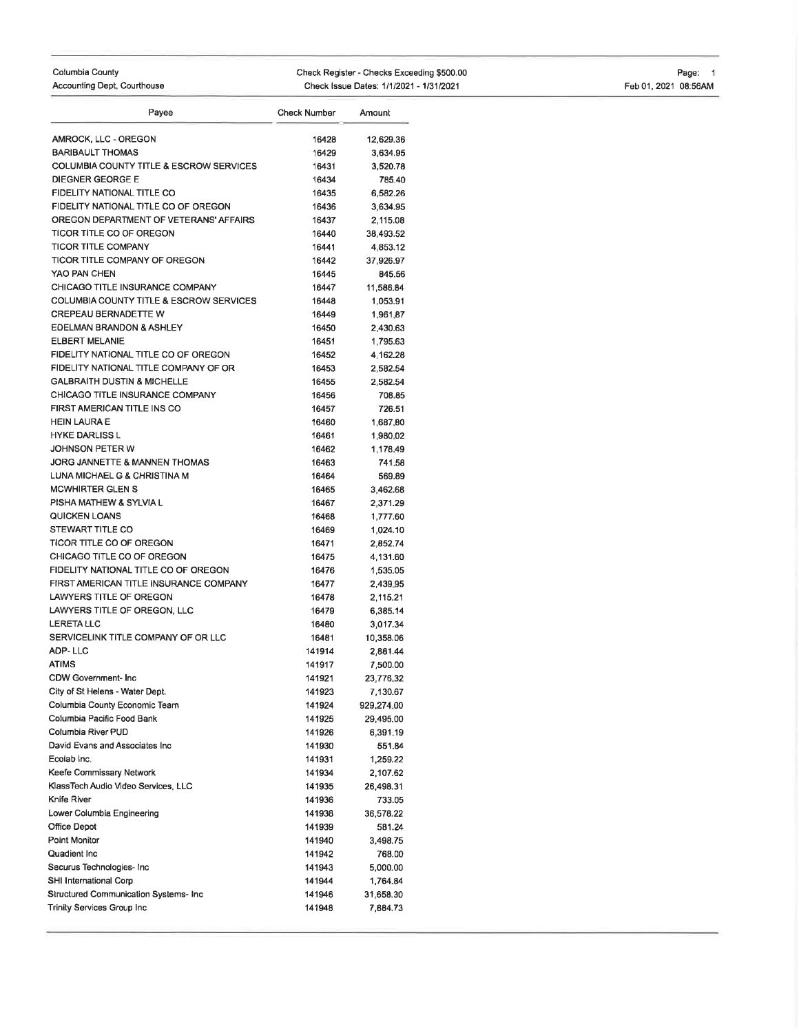Columbia County
Accounting Dept, Courthouse

Check Register - Checks Exceeding $500.00
Check Issue Dates: 1/1/2021 - 1/31/2021

Feb 01, 2021 08:56AM

| Payee | Check Number | Amount |
|---|---|---|
| AMROCK, LLC - OREGON | 16428 | 12,629.36 |
| BARIBAULT THOMAS | 16429 | 3,634.95 |
| COLUMBIA COUNTY TITLE & ESCROW SERVICES | 16431 | 3,520.78 |
| DIEGNER GEORGE E | 16434 | 785.40 |
| FIDELITY NATIONAL TITLE CO | 16435 | 6,582.26 |
| FIDELITY NATIONAL TITLE CO OF OREGON | 16436 | 3,634.95 |
| OREGON DEPARTMENT OF VETERANS' AFFAIRS | 16437 | 2,115.08 |
| TICOR TITLE CO OF OREGON | 16440 | 38,493.52 |
| TICOR TITLE COMPANY | 16441 | 4,853.12 |
| TICOR TITLE COMPANY OF OREGON | 16442 | 37,926.97 |
| YAO PAN CHEN | 16445 | 845.56 |
| CHICAGO TITLE INSURANCE COMPANY | 16447 | 11,586.84 |
| COLUMBIA COUNTY TITLE & ESCROW SERVICES | 16448 | 1,053.91 |
| CREPEAU BERNADETTE W | 16449 | 1,961.87 |
| EDELMAN BRANDON & ASHLEY | 16450 | 2,430.63 |
| ELBERT MELANIE | 16451 | 1,795.63 |
| FIDELITY NATIONAL TITLE CO OF OREGON | 16452 | 4,162.28 |
| FIDELITY NATIONAL TITLE COMPANY OF OR | 16453 | 2,582.54 |
| GALBRAITH DUSTIN & MICHELLE | 16455 | 2,582.54 |
| CHICAGO TITLE INSURANCE COMPANY | 16456 | 708.85 |
| FIRST AMERICAN TITLE INS CO | 16457 | 726.51 |
| HEIN LAURA E | 16460 | 1,687.80 |
| HYKE DARLISS L | 16461 | 1,980.02 |
| JOHNSON PETER W | 16462 | 1,178.49 |
| JORG JANNETTE & MANNEN THOMAS | 16463 | 741.58 |
| LUNA MICHAEL G & CHRISTINA M | 16464 | 569.89 |
| MCWHIRTER GLEN S | 16465 | 3,462.68 |
| PISHA MATHEW & SYLVIA L | 16467 | 2,371.29 |
| QUICKEN LOANS | 16468 | 1,777.60 |
| STEWART TITLE CO | 16469 | 1,024.10 |
| TICOR TITLE CO OF OREGON | 16471 | 2,852.74 |
| CHICAGO TITLE CO OF OREGON | 16475 | 4,131.60 |
| FIDELITY NATIONAL TITLE CO OF OREGON | 16476 | 1,535.05 |
| FIRST AMERICAN TITLE INSURANCE COMPANY | 16477 | 2,439.95 |
| LAWYERS TITLE OF OREGON | 16478 | 2,115.21 |
| LAWYERS TITLE OF OREGON, LLC | 16479 | 6,385.14 |
| LERETA LLC | 16480 | 3,017.34 |
| SERVICELINK TITLE COMPANY OF OR LLC | 16481 | 10,358.06 |
| ADP- LLC | 141914 | 2,881.44 |
| ATIMS | 141917 | 7,500.00 |
| CDW Government- Inc | 141921 | 23,776.32 |
| City of St Helens - Water Dept. | 141923 | 7,130.67 |
| Columbia County Economic Team | 141924 | 929,274.00 |
| Columbia Pacific Food Bank | 141925 | 29,495.00 |
| Columbia River PUD | 141926 | 6,391.19 |
| David Evans and Associates Inc | 141930 | 551.84 |
| Ecolab Inc. | 141931 | 1,259.22 |
| Keefe Commissary Network | 141934 | 2,107.62 |
| KlassTech Audio Video Services, LLC | 141935 | 26,498.31 |
| Knife River | 141936 | 733.05 |
| Lower Columbia Engineering | 141938 | 36,578.22 |
| Office Depot | 141939 | 581.24 |
| Point Monitor | 141940 | 3,498.75 |
| Quadient Inc | 141942 | 768.00 |
| Securus Technologies- Inc | 141943 | 5,000.00 |
| SHI International Corp | 141944 | 1,764.84 |
| Structured Communication Systems- Inc | 141946 | 31,658.30 |
| Trinity Services Group Inc | 141948 | 7,884.73 |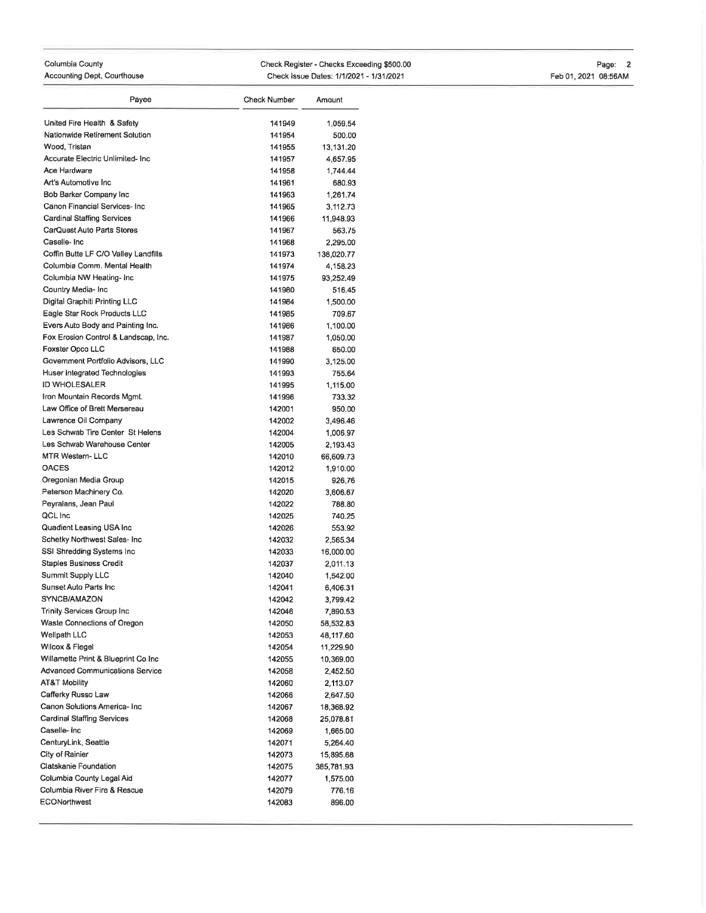Columbia County
Accounting Dept, Courthouse

Check Register - Checks Exceeding $500.00
Check Issue Dates: 1/1/2021 - 1/31/2021

| Payee | Check Number | Amount |
|---|---|---|
| United Fire Health & Safety | 141949 | 1,059.54 |
| Nationwide Retirement Solution | 141954 | 500.00 |
| Wood, Tristan | 141955 | 13,131.20 |
| Accurate Electric Unlimited- Inc | 141957 | 4,657.95 |
| Ace Hardware | 141958 | 1,744.44 |
| Art's Automotive Inc | 141961 | 680.93 |
| Bob Barker Company Inc | 141963 | 1,261.74 |
| Canon Financial Services- Inc | 141965 | 3,112.73 |
| Cardinal Staffing Services | 141966 | 11,948.93 |
| CarQuest Auto Parts Stores | 141967 | 563.75 |
| Caselle- Inc | 141968 | 2,295.00 |
| Coffin Butte LF C/O Valley Landfills | 141973 | 136,020.77 |
| Columbia Comm. Mental Health | 141974 | 4,158.23 |
| Columbia NW Heating- Inc | 141975 | 93,252.49 |
| Country Media- Inc | 141980 | 516.45 |
| Digital Graphiti Printing LLC | 141984 | 1,500.00 |
| Eagle Star Rock Products LLC | 141985 | 709.67 |
| Evers Auto Body and Painting Inc. | 141986 | 1,100.00 |
| Fox Erosion Control & Landscap, Inc. | 141987 | 1,050.00 |
| Foxster Opco LLC | 141988 | 650.00 |
| Government Portfolio Advisors, LLC | 141990 | 3,125.00 |
| Huser Integrated Technologies | 141993 | 755.64 |
| ID WHOLESALER | 141995 | 1,115.00 |
| Iron Mountain Records Mgmt. | 141996 | 733.32 |
| Law Office of Brett Mersereau | 142001 | 950.00 |
| Lawrence Oil Company | 142002 | 3,496.46 |
| Les Schwab Tire Center St Helens | 142004 | 1,006.97 |
| Les Schwab Warehouse Center | 142005 | 2,193.43 |
| MTR Western- LLC | 142010 | 66,609.73 |
| OACES | 142012 | 1,910.00 |
| Oregonian Media Group | 142015 | 926.76 |
| Peterson Machinery Co. | 142020 | 3,606.67 |
| Peyralans, Jean Paul | 142022 | 788.80 |
| QCL Inc | 142025 | 740.25 |
| Quadient Leasing USA Inc | 142026 | 553.92 |
| Schetky Northwest Sales- Inc | 142032 | 2,565.34 |
| SSI Shredding Systems Inc | 142033 | 16,000.00 |
| Staples Business Credit | 142037 | 2,011.13 |
| Summit Supply LLC | 142040 | 1,542.00 |
| Sunset Auto Parts Inc | 142041 | 6,406.31 |
| SYNCB/AMAZON | 142042 | 3,799.42 |
| Trinity Services Group Inc | 142046 | 7,890.53 |
| Waste Connections of Oregon | 142050 | 58,532.83 |
| Wellpath LLC | 142053 | 48,117.60 |
| Wilcox & Flegel | 142054 | 11,229.90 |
| Willamette Print & Blueprint Co Inc | 142055 | 10,369.00 |
| Advanced Communications Service | 142058 | 2,452.50 |
| AT&T Mobility | 142060 | 2,113.07 |
| Cafferky Russo Law | 142066 | 2,647.50 |
| Canon Solutions America- Inc | 142067 | 18,368.92 |
| Cardinal Staffing Services | 142068 | 25,078.81 |
| Caselle- Inc | 142069 | 1,665.00 |
| CenturyLink, Seattle | 142071 | 5,264.40 |
| City of Rainier | 142073 | 15,895.68 |
| Clatskanie Foundation | 142075 | 385,781.93 |
| Columbia County Legal Aid | 142077 | 1,575.00 |
| Columbia River Fire & Rescue | 142079 | 776.16 |
| ECONorthwest | 142083 | 896.00 |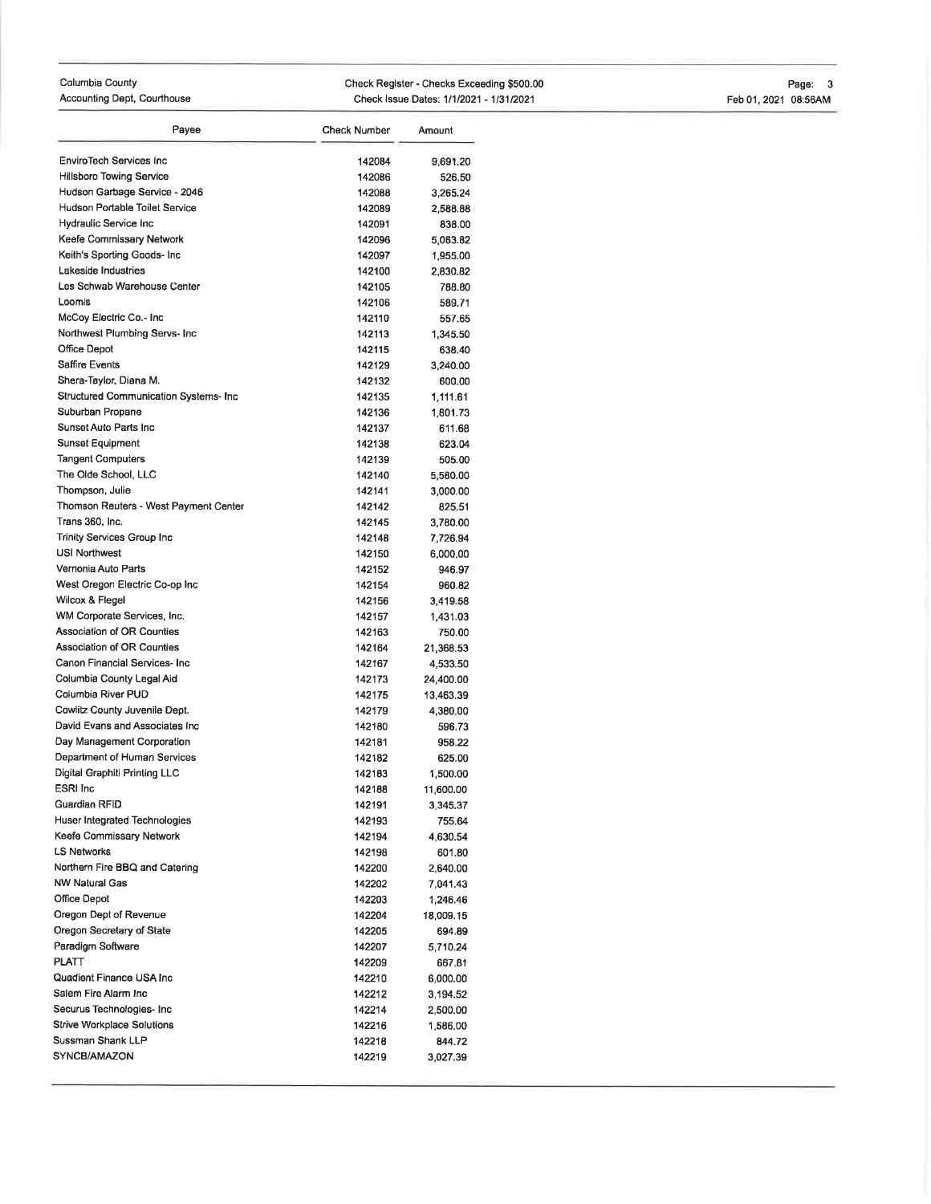| Payee | Check Number | Amount |
|---|---|---|
| EnviroTech Services Inc | 142084 | 9,691.20 |
| Hillsboro Towing Service | 142086 | 526.50 |
| Hudson Garbage Service - 2046 | 142088 | 3,265.24 |
| Hudson Portable Toilet Service | 142089 | 2,588.88 |
| Hydraulic Service Inc | 142091 | 838.00 |
| Keefe Commissary Network | 142096 | 5,063.82 |
| Keith's Sporting Goods- Inc | 142097 | 1,955.00 |
| Lakeside Industries | 142100 | 2,830.82 |
| Les Schwab Warehouse Center | 142105 | 788.80 |
| Loomis | 142106 | 589.71 |
| McCoy Electric Co.- Inc | 142110 | 557.65 |
| Northwest Plumbing Servs- Inc | 142113 | 1,345.50 |
| Office Depot | 142115 | 638.40 |
| Saffire Events | 142129 | 3,240.00 |
| Shera-Taylor, Diana M. | 142132 | 600.00 |
| Structured Communication Systems- Inc | 142135 | 1,111.61 |
| Suburban Propane | 142136 | 1,801.73 |
| Sunset Auto Parts Inc | 142137 | 611.68 |
| Sunset Equipment | 142138 | 623.04 |
| Tangent Computers | 142139 | 505.00 |
| The Olde School, LLC | 142140 | 5,580.00 |
| Thompson, Julie | 142141 | 3,000.00 |
| Thomson Reuters - West Payment Center | 142142 | 825.51 |
| Trans 360, Inc. | 142145 | 3,780.00 |
| Trinity Services Group Inc | 142148 | 7,726.94 |
| USI Northwest | 142150 | 6,000.00 |
| Vernonia Auto Parts | 142152 | 946.97 |
| West Oregon Electric Co-op Inc | 142154 | 960.82 |
| Wilcox & Flegel | 142156 | 3,419.58 |
| WM Corporate Services, Inc. | 142157 | 1,431.03 |
| Association of OR Counties | 142163 | 750.00 |
| Association of OR Counties | 142164 | 21,368.53 |
| Canon Financial Services- Inc | 142167 | 4,533.50 |
| Columbia County Legal Aid | 142173 | 24,400.00 |
| Columbia River PUD | 142175 | 13,463.39 |
| Cowlitz County Juvenile Dept. | 142179 | 4,380.00 |
| David Evans and Associates Inc | 142180 | 596.73 |
| Day Management Corporation | 142181 | 958.22 |
| Department of Human Services | 142182 | 625.00 |
| Digital Graphiti Printing LLC | 142183 | 1,500.00 |
| ESRI Inc | 142188 | 11,600.00 |
| Guardian RFID | 142191 | 3,345.37 |
| Huser Integrated Technologies | 142193 | 755.64 |
| Keefe Commissary Network | 142194 | 4,630.54 |
| LS Networks | 142198 | 601.80 |
| Northern Fire BBQ and Catering | 142200 | 2,640.00 |
| NW Natural Gas | 142202 | 7,041.43 |
| Office Depot | 142203 | 1,246.46 |
| Oregon Dept of Revenue | 142204 | 18,009.15 |
| Oregon Secretary of State | 142205 | 694.89 |
| Paradigm Software | 142207 | 5,710.24 |
| PLATT | 142209 | 667.81 |
| Quadient Finance USA Inc | 142210 | 6,000.00 |
| Salem Fire Alarm Inc | 142212 | 3,194.52 |
| Securus Technologies- Inc | 142214 | 2,500.00 |
| Strive Workplace Solutions | 142216 | 1,586.00 |
| Sussman Shank LLP | 142218 | 844.72 |
| SYNCB/AMAZON | 142219 | 3,027.39 |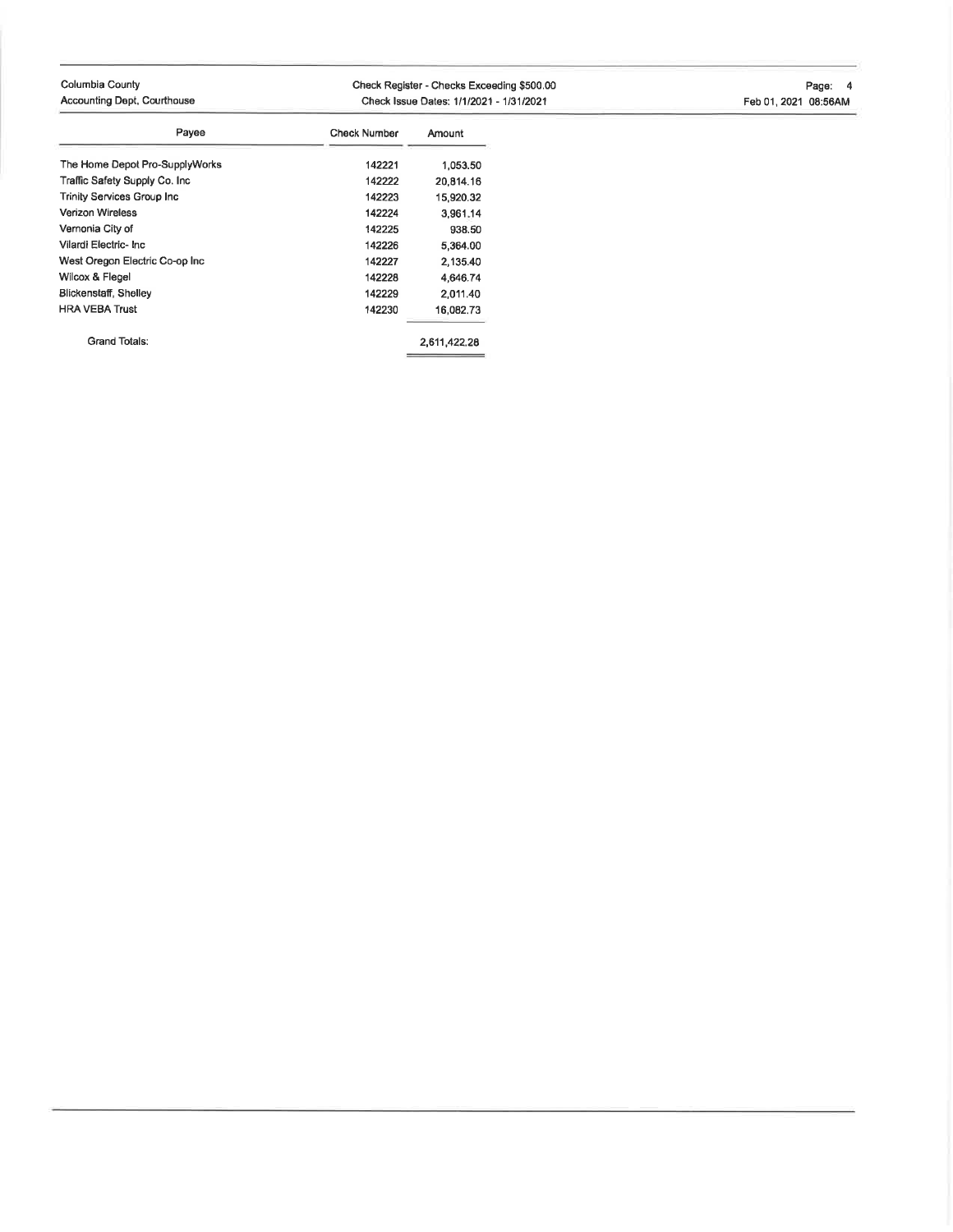| Payee | Check Number | Amount |
|---|---|---|
| The Home Depot Pro-SupplyWorks | 142221 | 1,053.50 |
| Traffic Safety Supply Co. Inc | 142222 | 20,814.16 |
| Trinity Services Group Inc | 142223 | 15,920.32 |
| Verizon Wireless | 142224 | 3,961.14 |
| Vernonia City of | 142225 | 938.50 |
| Vilardi Electric- Inc | 142226 | 5,364.00 |
| West Oregon Electric Co-op Inc | 142227 | 2,135.40 |
| Wilcox & Flegel | 142228 | 4,646.74 |
| Blickenstaff, Shelley | 142229 | 2,011.40 |
| HRA VEBA Trust | 142230 | 16,082.73 |
| Grand Totals: | | 2,611,422.28 |